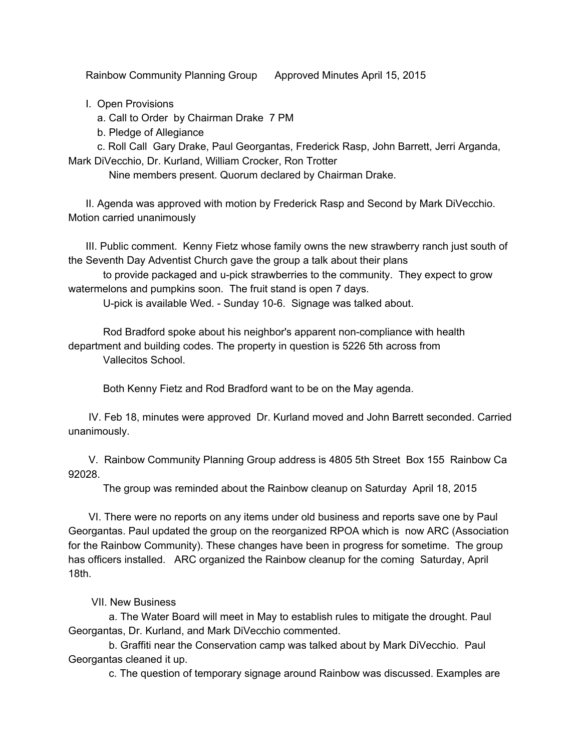Rainbow Community Planning Group    Approved Minutes April 15, 2015

I. Open Provisions

a. Call to Order by Chairman Drake 7 PM

b. Pledge of Allegiance

c. Roll Call Gary Drake, Paul Georgantas, Frederick Rasp, John Barrett, Jerri Arganda, Mark DiVecchio, Dr. Kurland, William Crocker, Ron Trotter

Nine members present. Quorum declared by Chairman Drake.

II. Agenda was approved with motion by Frederick Rasp and Second by Mark DiVecchio. Motion carried unanimously

III. Public comment. Kenny Fietz whose family owns the new strawberry ranch just south of the Seventh Day Adventist Church gave the group a talk about their plans to provide packaged and u-pick strawberries to the community. They expect to grow watermelons and pumpkins soon. The fruit stand is open 7 days. U-pick is available Wed. - Sunday 10-6. Signage was talked about.

Rod Bradford spoke about his neighbor's apparent non-compliance with health department and building codes. The property in question is 5226 5th across from Vallecitos School.

Both Kenny Fietz and Rod Bradford want to be on the May agenda.

IV. Feb 18, minutes were approved Dr. Kurland moved and John Barrett seconded. Carried unanimously.

V. Rainbow Community Planning Group address is 4805 5th Street Box 155 Rainbow Ca 92028.

The group was reminded about the Rainbow cleanup on Saturday April 18, 2015

VI. There were no reports on any items under old business and reports save one by Paul Georgantas. Paul updated the group on the reorganized RPOA which is now ARC (Association for the Rainbow Community). These changes have been in progress for sometime. The group has officers installed. ARC organized the Rainbow cleanup for the coming Saturday, April 18th.

VII. New Business

a. The Water Board will meet in May to establish rules to mitigate the drought. Paul Georgantas, Dr. Kurland, and Mark DiVecchio commented.

b. Graffiti near the Conservation camp was talked about by Mark DiVecchio. Paul Georgantas cleaned it up.

c. The question of temporary signage around Rainbow was discussed. Examples are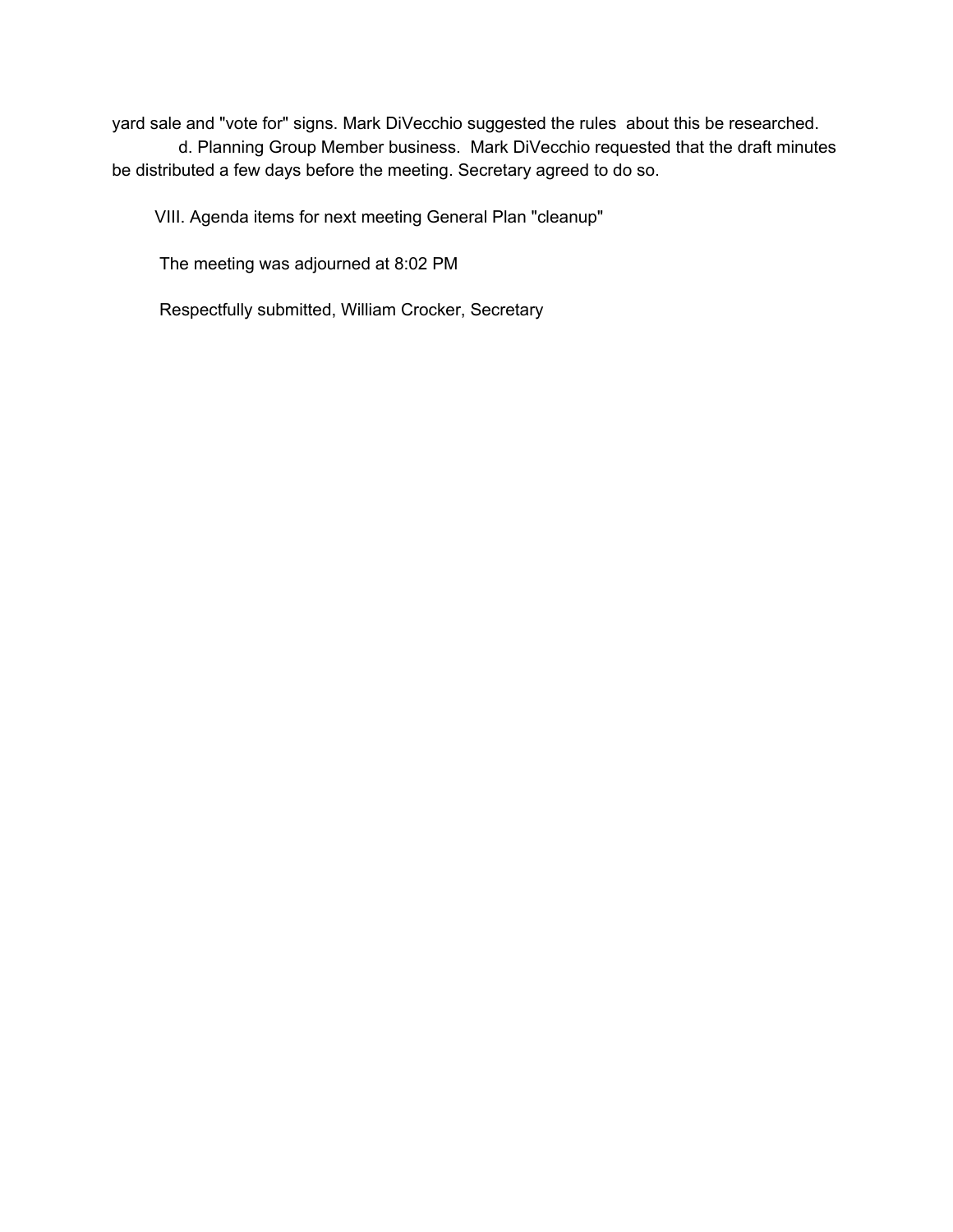yard sale and "vote for" signs. Mark DiVecchio suggested the rules about this be researched.

d. Planning Group Member business. Mark DiVecchio requested that the draft minutes be distributed a few days before the meeting. Secretary agreed to do so.

VIII. Agenda items for next meeting General Plan "cleanup"

The meeting was adjourned at 8:02 PM

Respectfully submitted, William Crocker, Secretary